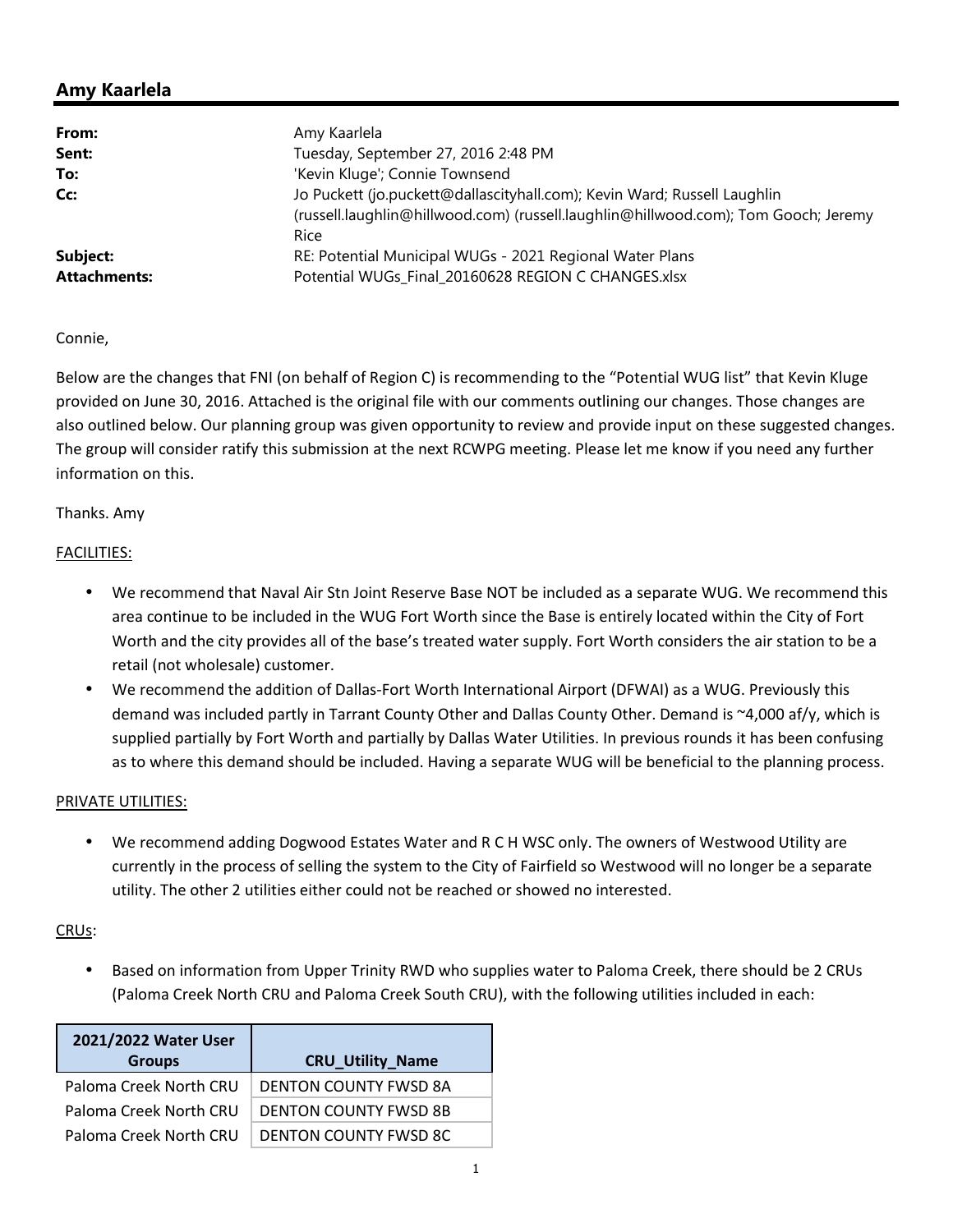## Amy Kaarlela

|  |  |
|---|---|
| **From:** | Amy Kaarlela |
| **Sent:** | Tuesday, September 27, 2016 2:48 PM |
| **To:** | 'Kevin Kluge'; Connie Townsend |
| **Cc:** | Jo Puckett (jo.puckett@dallascityhall.com); Kevin Ward; Russell Laughlin (russell.laughlin@hillwood.com) (russell.laughlin@hillwood.com); Tom Gooch; Jeremy Rice |
| **Subject:** | RE: Potential Municipal WUGs - 2021 Regional Water Plans |
| **Attachments:** | Potential WUGs_Final_20160628 REGION C CHANGES.xlsx |

Connie,

Below are the changes that FNI (on behalf of Region C) is recommending to the "Potential WUG list" that Kevin Kluge provided on June 30, 2016. Attached is the original file with our comments outlining our changes. Those changes are also outlined below. Our planning group was given opportunity to review and provide input on these suggested changes. The group will consider ratify this submission at the next RCWPG meeting. Please let me know if you need any further information on this.

Thanks. Amy

FACILITIES:

- We recommend that Naval Air Stn Joint Reserve Base NOT be included as a separate WUG. We recommend this area continue to be included in the WUG Fort Worth since the Base is entirely located within the City of Fort Worth and the city provides all of the base's treated water supply. Fort Worth considers the air station to be a retail (not wholesale) customer.
- We recommend the addition of Dallas-Fort Worth International Airport (DFWAI) as a WUG. Previously this demand was included partly in Tarrant County Other and Dallas County Other. Demand is ~4,000 af/y, which is supplied partially by Fort Worth and partially by Dallas Water Utilities. In previous rounds it has been confusing as to where this demand should be included. Having a separate WUG will be beneficial to the planning process.

PRIVATE UTILITIES:

- We recommend adding Dogwood Estates Water and R C H WSC only. The owners of Westwood Utility are currently in the process of selling the system to the City of Fairfield so Westwood will no longer be a separate utility. The other 2 utilities either could not be reached or showed no interested.

CRUs:

- Based on information from Upper Trinity RWD who supplies water to Paloma Creek, there should be 2 CRUs (Paloma Creek North CRU and Paloma Creek South CRU), with the following utilities included in each:

| 2021/2022 Water User Groups | CRU_Utility_Name |
|---|---|
| Paloma Creek North CRU | DENTON COUNTY FWSD 8A |
| Paloma Creek North CRU | DENTON COUNTY FWSD 8B |
| Paloma Creek North CRU | DENTON COUNTY FWSD 8C |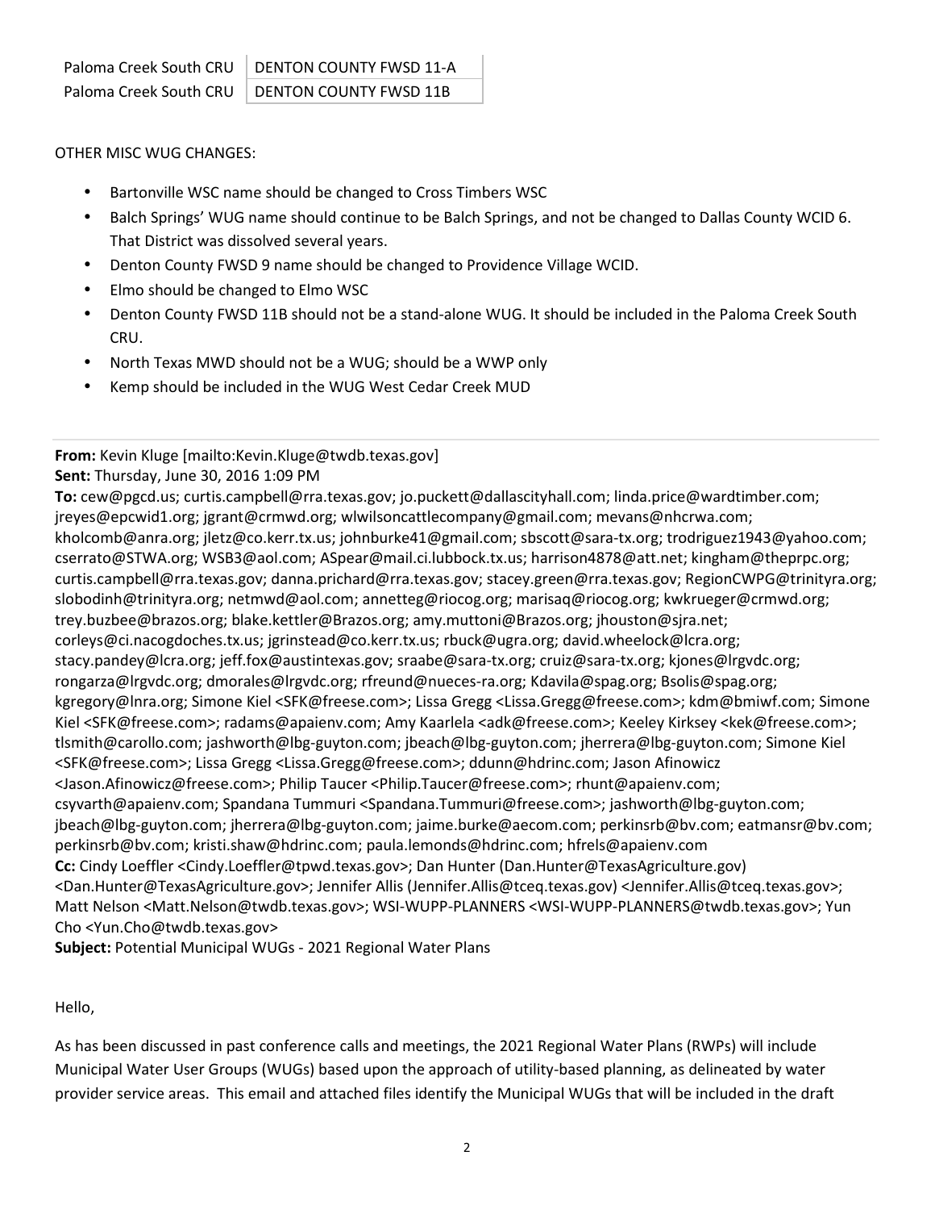| Paloma Creek South CRU | DENTON COUNTY FWSD 11-A |
| --- | --- |
| Paloma Creek South CRU | DENTON COUNTY FWSD 11B |

OTHER MISC WUG CHANGES:

- Bartonville WSC name should be changed to Cross Timbers WSC
- Balch Springs' WUG name should continue to be Balch Springs, and not be changed to Dallas County WCID 6. That District was dissolved several years.
- Denton County FWSD 9 name should be changed to Providence Village WCID.
- Elmo should be changed to Elmo WSC
- Denton County FWSD 11B should not be a stand-alone WUG. It should be included in the Paloma Creek South CRU.
- North Texas MWD should not be a WUG; should be a WWP only
- Kemp should be included in the WUG West Cedar Creek MUD

---

**From:** Kevin Kluge [mailto:Kevin.Kluge@twdb.texas.gov]
**Sent:** Thursday, June 30, 2016 1:09 PM
**To:** cew@pgcd.us; curtis.campbell@rra.texas.gov; jo.puckett@dallascityhall.com; linda.price@wardtimber.com; jreyes@epcwid1.org; jgrant@crmwd.org; wlwilsoncattlecompany@gmail.com; mevans@nhcrwa.com; kholcomb@anra.org; jletz@co.kerr.tx.us; johnburke41@gmail.com; sbscott@sara-tx.org; trodriguez1943@yahoo.com; cserrato@STWA.org; WSB3@aol.com; ASpear@mail.ci.lubbock.tx.us; harrison4878@att.net; kingham@theprpc.org; curtis.campbell@rra.texas.gov; danna.prichard@rra.texas.gov; stacey.green@rra.texas.gov; RegionCWPG@trinityra.org; slobodinh@trinityra.org; netmwd@aol.com; annetteg@riocog.org; marisaq@riocog.org; kwkrueger@crmwd.org; trey.buzbee@brazos.org; blake.kettler@Brazos.org; amy.muttoni@Brazos.org; jhouston@sjra.net; corleys@ci.nacogdoches.tx.us; jgrinstead@co.kerr.tx.us; rbuck@ugra.org; david.wheelock@lcra.org; stacy.pandey@lcra.org; jeff.fox@austintexas.gov; sraabe@sara-tx.org; cruiz@sara-tx.org; kjones@lrgvdc.org; rongarza@lrgvdc.org; dmorales@lrgvdc.org; rfreund@nueces-ra.org; Kdavila@spag.org; Bsolis@spag.org; kgregory@lnra.org; Simone Kiel <SFK@freese.com>; Lissa Gregg <Lissa.Gregg@freese.com>; kdm@bmiwf.com; Simone Kiel <SFK@freese.com>; radams@apaienv.com; Amy Kaarlela <adk@freese.com>; Keeley Kirksey <kek@freese.com>; tlsmith@carollo.com; jashworth@lbg-guyton.com; jbeach@lbg-guyton.com; jherrera@lbg-guyton.com; Simone Kiel <SFK@freese.com>; Lissa Gregg <Lissa.Gregg@freese.com>; ddunn@hdrinc.com; Jason Afinowicz <Jason.Afinowicz@freese.com>; Philip Taucer <Philip.Taucer@freese.com>; rhunt@apaienv.com; csyvarth@apaienv.com; Spandana Tummuri <Spandana.Tummuri@freese.com>; jashworth@lbg-guyton.com; jbeach@lbg-guyton.com; jherrera@lbg-guyton.com; jaime.burke@aecom.com; perkinsrb@bv.com; eatmansr@bv.com; perkinsrb@bv.com; kristi.shaw@hdrinc.com; paula.lemonds@hdrinc.com; hfrels@apaienv.com
**Cc:** Cindy Loeffler <Cindy.Loeffler@tpwd.texas.gov>; Dan Hunter (Dan.Hunter@TexasAgriculture.gov) <Dan.Hunter@TexasAgriculture.gov>; Jennifer Allis (Jennifer.Allis@tceq.texas.gov) <Jennifer.Allis@tceq.texas.gov>; Matt Nelson <Matt.Nelson@twdb.texas.gov>; WSI-WUPP-PLANNERS <WSI-WUPP-PLANNERS@twdb.texas.gov>; Yun Cho <Yun.Cho@twdb.texas.gov>
**Subject:** Potential Municipal WUGs - 2021 Regional Water Plans

Hello,

As has been discussed in past conference calls and meetings, the 2021 Regional Water Plans (RWPs) will include Municipal Water User Groups (WUGs) based upon the approach of utility-based planning, as delineated by water provider service areas. This email and attached files identify the Municipal WUGs that will be included in the draft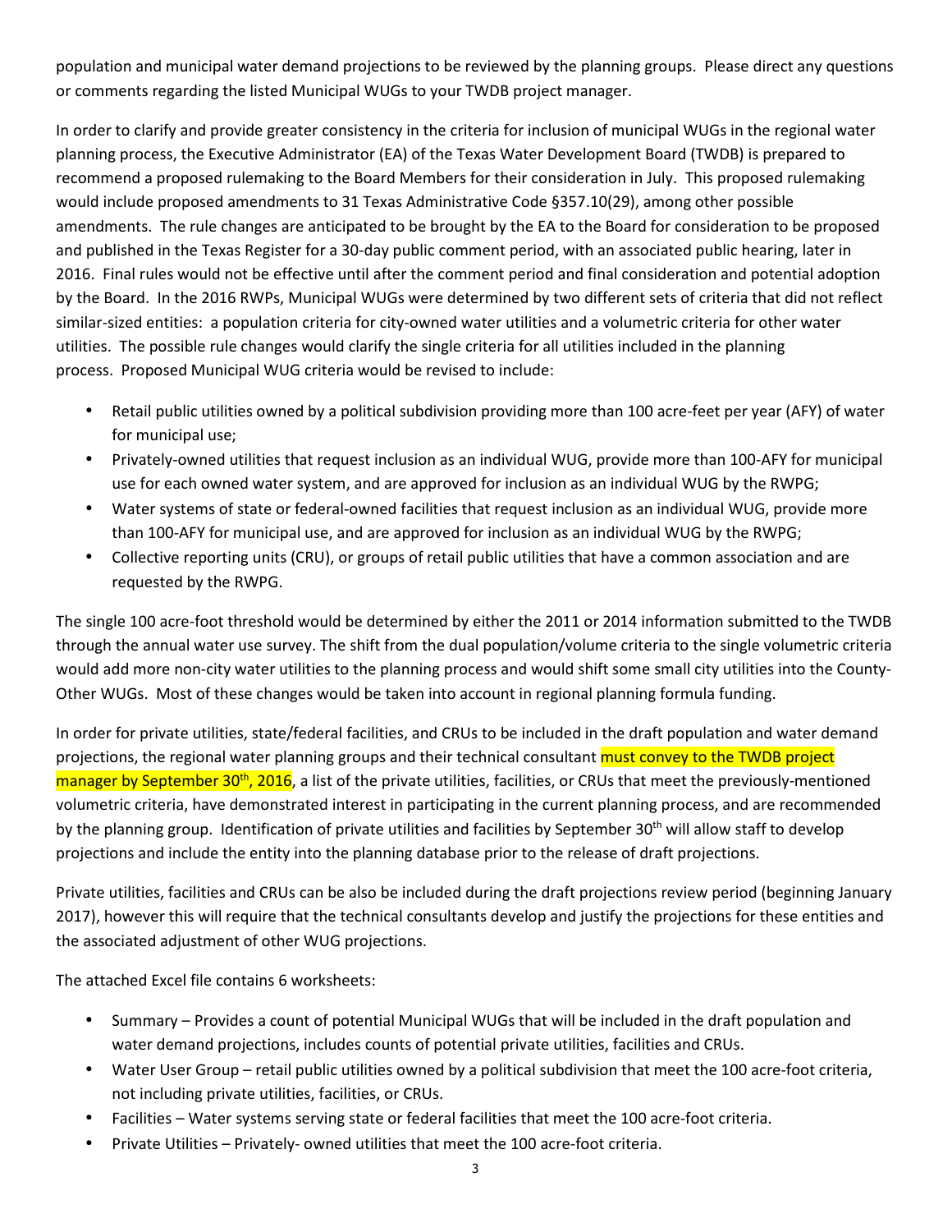population and municipal water demand projections to be reviewed by the planning groups. Please direct any questions or comments regarding the listed Municipal WUGs to your TWDB project manager.

In order to clarify and provide greater consistency in the criteria for inclusion of municipal WUGs in the regional water planning process, the Executive Administrator (EA) of the Texas Water Development Board (TWDB) is prepared to recommend a proposed rulemaking to the Board Members for their consideration in July. This proposed rulemaking would include proposed amendments to 31 Texas Administrative Code §357.10(29), among other possible amendments. The rule changes are anticipated to be brought by the EA to the Board for consideration to be proposed and published in the Texas Register for a 30-day public comment period, with an associated public hearing, later in 2016. Final rules would not be effective until after the comment period and final consideration and potential adoption by the Board. In the 2016 RWPs, Municipal WUGs were determined by two different sets of criteria that did not reflect similar-sized entities: a population criteria for city-owned water utilities and a volumetric criteria for other water utilities. The possible rule changes would clarify the single criteria for all utilities included in the planning process. Proposed Municipal WUG criteria would be revised to include:

- Retail public utilities owned by a political subdivision providing more than 100 acre-feet per year (AFY) of water for municipal use;
- Privately-owned utilities that request inclusion as an individual WUG, provide more than 100-AFY for municipal use for each owned water system, and are approved for inclusion as an individual WUG by the RWPG;
- Water systems of state or federal-owned facilities that request inclusion as an individual WUG, provide more than 100-AFY for municipal use, and are approved for inclusion as an individual WUG by the RWPG;
- Collective reporting units (CRU), or groups of retail public utilities that have a common association and are requested by the RWPG.

The single 100 acre-foot threshold would be determined by either the 2011 or 2014 information submitted to the TWDB through the annual water use survey. The shift from the dual population/volume criteria to the single volumetric criteria would add more non-city water utilities to the planning process and would shift some small city utilities into the County-Other WUGs. Most of these changes would be taken into account in regional planning formula funding.

In order for private utilities, state/federal facilities, and CRUs to be included in the draft population and water demand projections, the regional water planning groups and their technical consultant must convey to the TWDB project manager by September 30th, 2016, a list of the private utilities, facilities, or CRUs that meet the previously-mentioned volumetric criteria, have demonstrated interest in participating in the current planning process, and are recommended by the planning group. Identification of private utilities and facilities by September 30th will allow staff to develop projections and include the entity into the planning database prior to the release of draft projections.

Private utilities, facilities and CRUs can be also be included during the draft projections review period (beginning January 2017), however this will require that the technical consultants develop and justify the projections for these entities and the associated adjustment of other WUG projections.

The attached Excel file contains 6 worksheets:

- Summary – Provides a count of potential Municipal WUGs that will be included in the draft population and water demand projections, includes counts of potential private utilities, facilities and CRUs.
- Water User Group – retail public utilities owned by a political subdivision that meet the 100 acre-foot criteria, not including private utilities, facilities, or CRUs.
- Facilities – Water systems serving state or federal facilities that meet the 100 acre-foot criteria.
- Private Utilities – Privately- owned utilities that meet the 100 acre-foot criteria.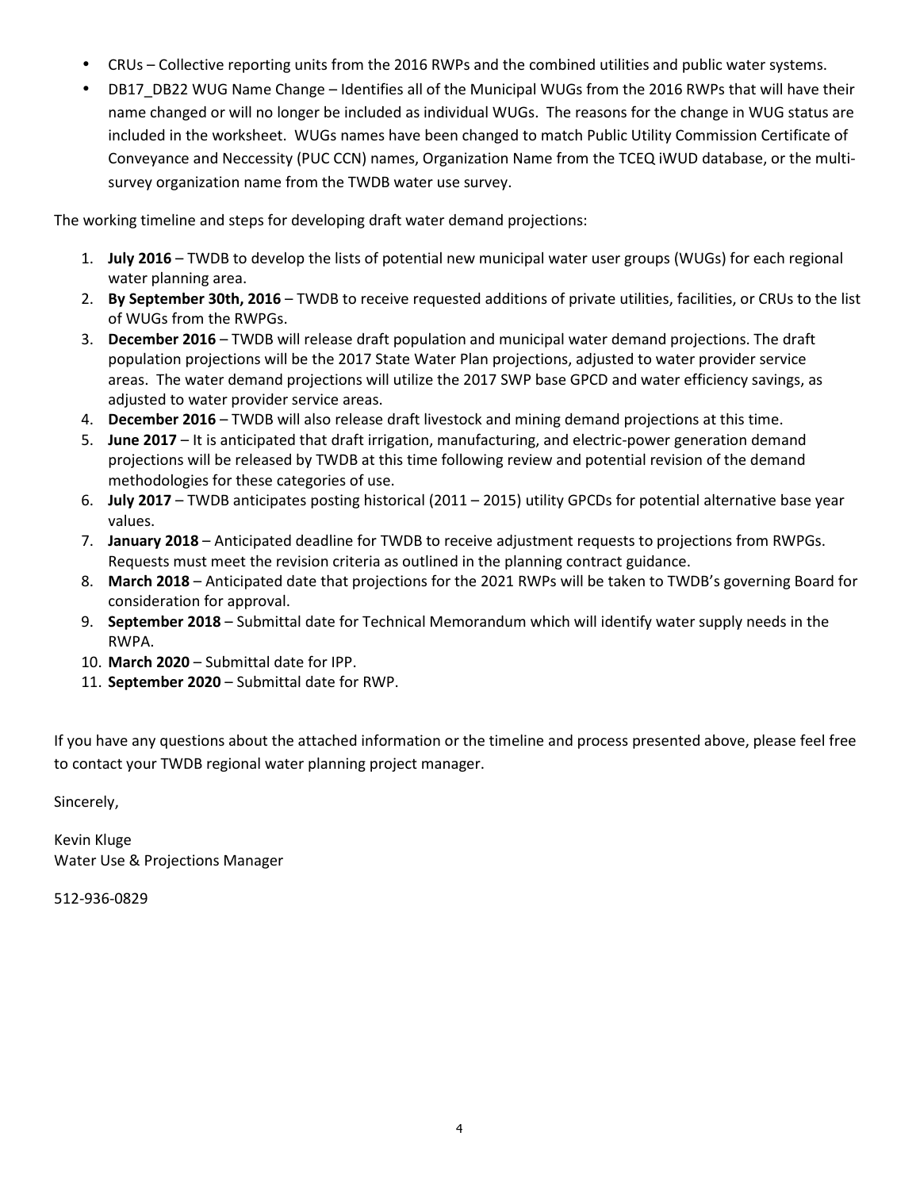- CRUs – Collective reporting units from the 2016 RWPs and the combined utilities and public water systems.
- DB17_DB22 WUG Name Change – Identifies all of the Municipal WUGs from the 2016 RWPs that will have their name changed or will no longer be included as individual WUGs. The reasons for the change in WUG status are included in the worksheet. WUGs names have been changed to match Public Utility Commission Certificate of Conveyance and Neccessity (PUC CCN) names, Organization Name from the TCEQ iWUD database, or the multi-survey organization name from the TWDB water use survey.

The working timeline and steps for developing draft water demand projections:

1. **July 2016** – TWDB to develop the lists of potential new municipal water user groups (WUGs) for each regional water planning area.
2. **By September 30th, 2016** – TWDB to receive requested additions of private utilities, facilities, or CRUs to the list of WUGs from the RWPGs.
3. **December 2016** – TWDB will release draft population and municipal water demand projections. The draft population projections will be the 2017 State Water Plan projections, adjusted to water provider service areas. The water demand projections will utilize the 2017 SWP base GPCD and water efficiency savings, as adjusted to water provider service areas.
4. **December 2016** – TWDB will also release draft livestock and mining demand projections at this time.
5. **June 2017** – It is anticipated that draft irrigation, manufacturing, and electric-power generation demand projections will be released by TWDB at this time following review and potential revision of the demand methodologies for these categories of use.
6. **July 2017** – TWDB anticipates posting historical (2011 – 2015) utility GPCDs for potential alternative base year values.
7. **January 2018** – Anticipated deadline for TWDB to receive adjustment requests to projections from RWPGs. Requests must meet the revision criteria as outlined in the planning contract guidance.
8. **March 2018** – Anticipated date that projections for the 2021 RWPs will be taken to TWDB's governing Board for consideration for approval.
9. **September 2018** – Submittal date for Technical Memorandum which will identify water supply needs in the RWPA.
10. **March 2020** – Submittal date for IPP.
11. **September 2020** – Submittal date for RWP.

If you have any questions about the attached information or the timeline and process presented above, please feel free to contact your TWDB regional water planning project manager.

Sincerely,

Kevin Kluge
Water Use & Projections Manager

512-936-0829